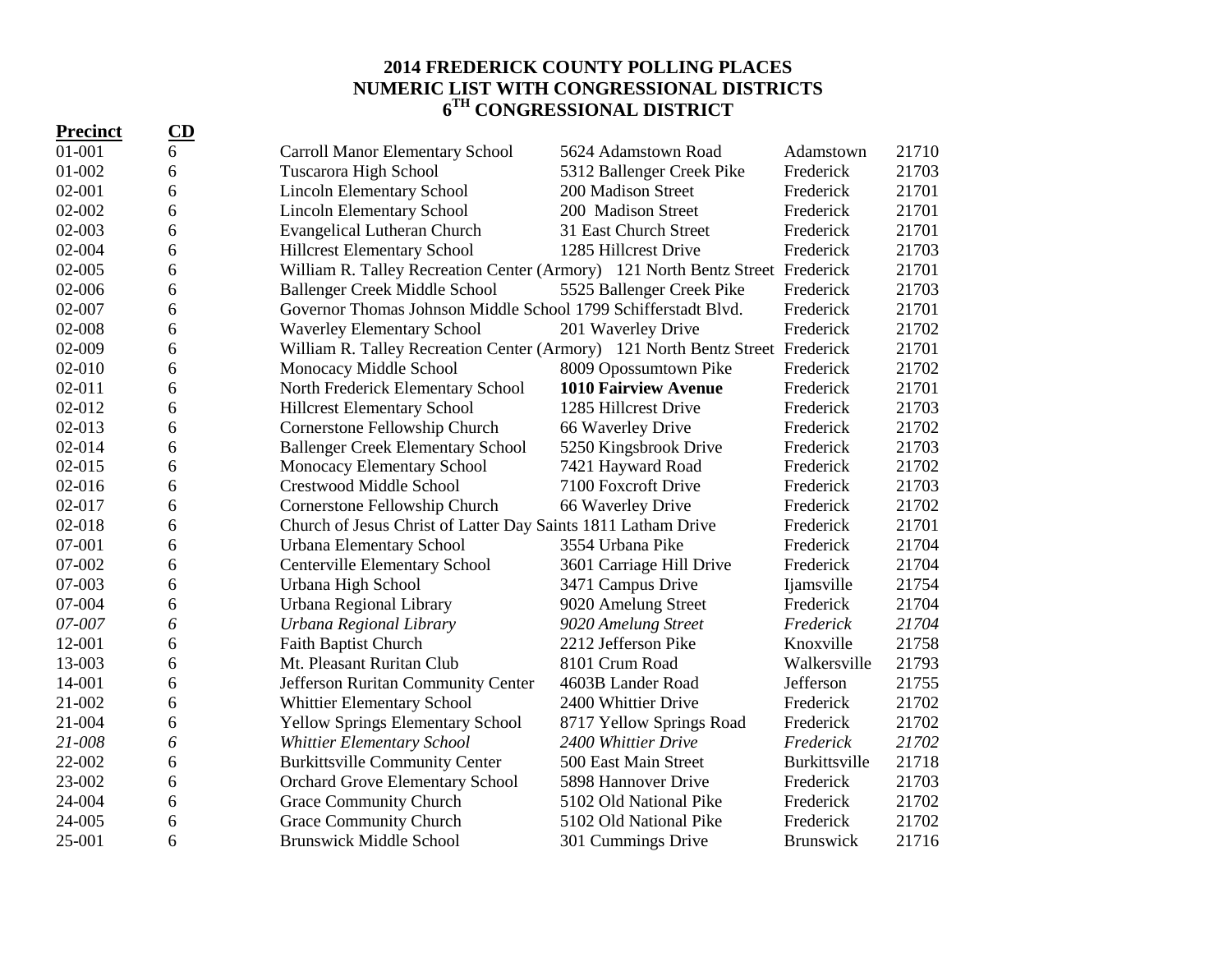# 2014 FREDERICK COUNTY POLLING PLACES
## NUMERIC LIST WITH CONGRESSIONAL DISTRICTS
## 6TH CONGRESSIONAL DISTRICT

| Precinct | CD | | | | |
|---|---|---|---|---|---|
| 01-001 | 6 | Carroll Manor Elementary School | 5624 Adamstown Road | Adamstown | 21710 |
| 01-002 | 6 | Tuscarora High School | 5312 Ballenger Creek Pike | Frederick | 21703 |
| 02-001 | 6 | Lincoln Elementary School | 200 Madison Street | Frederick | 21701 |
| 02-002 | 6 | Lincoln Elementary School | 200 Madison Street | Frederick | 21701 |
| 02-003 | 6 | Evangelical Lutheran Church | 31 East Church Street | Frederick | 21701 |
| 02-004 | 6 | Hillcrest Elementary School | 1285 Hillcrest Drive | Frederick | 21703 |
| 02-005 | 6 | William R. Talley Recreation Center (Armory) | 121 North Bentz Street | Frederick | 21701 |
| 02-006 | 6 | Ballenger Creek Middle School | 5525 Ballenger Creek Pike | Frederick | 21703 |
| 02-007 | 6 | Governor Thomas Johnson Middle School | 1799 Schifferstadt Blvd. | Frederick | 21701 |
| 02-008 | 6 | Waverley Elementary School | 201 Waverley Drive | Frederick | 21702 |
| 02-009 | 6 | William R. Talley Recreation Center (Armory) | 121 North Bentz Street | Frederick | 21701 |
| 02-010 | 6 | Monocacy Middle School | 8009 Opossumtown Pike | Frederick | 21702 |
| 02-011 | 6 | North Frederick Elementary School | **1010 Fairview Avenue** | Frederick | 21701 |
| 02-012 | 6 | Hillcrest Elementary School | 1285 Hillcrest Drive | Frederick | 21703 |
| 02-013 | 6 | Cornerstone Fellowship Church | 66 Waverley Drive | Frederick | 21702 |
| 02-014 | 6 | Ballenger Creek Elementary School | 5250 Kingsbrook Drive | Frederick | 21703 |
| 02-015 | 6 | Monocacy Elementary School | 7421 Hayward Road | Frederick | 21702 |
| 02-016 | 6 | Crestwood Middle School | 7100 Foxcroft Drive | Frederick | 21703 |
| 02-017 | 6 | Cornerstone Fellowship Church | 66 Waverley Drive | Frederick | 21702 |
| 02-018 | 6 | Church of Jesus Christ of Latter Day Saints | 1811 Latham Drive | Frederick | 21701 |
| 07-001 | 6 | Urbana Elementary School | 3554 Urbana Pike | Frederick | 21704 |
| 07-002 | 6 | Centerville Elementary School | 3601 Carriage Hill Drive | Frederick | 21704 |
| 07-003 | 6 | Urbana High School | 3471 Campus Drive | Ijamsville | 21754 |
| 07-004 | 6 | Urbana Regional Library | 9020 Amelung Street | Frederick | 21704 |
| *07-007* | *6* | *Urbana Regional Library* | *9020 Amelung Street* | *Frederick* | *21704* |
| 12-001 | 6 | Faith Baptist Church | 2212 Jefferson Pike | Knoxville | 21758 |
| 13-003 | 6 | Mt. Pleasant Ruritan Club | 8101 Crum Road | Walkersville | 21793 |
| 14-001 | 6 | Jefferson Ruritan Community Center | 4603B Lander Road | Jefferson | 21755 |
| 21-002 | 6 | Whittier Elementary School | 2400 Whittier Drive | Frederick | 21702 |
| 21-004 | 6 | Yellow Springs Elementary School | 8717 Yellow Springs Road | Frederick | 21702 |
| *21-008* | *6* | *Whittier Elementary School* | *2400 Whittier Drive* | *Frederick* | *21702* |
| 22-002 | 6 | Burkittsville Community Center | 500 East Main Street | Burkittsville | 21718 |
| 23-002 | 6 | Orchard Grove Elementary School | 5898 Hannover Drive | Frederick | 21703 |
| 24-004 | 6 | Grace Community Church | 5102 Old National Pike | Frederick | 21702 |
| 24-005 | 6 | Grace Community Church | 5102 Old National Pike | Frederick | 21702 |
| 25-001 | 6 | Brunswick Middle School | 301 Cummings Drive | Brunswick | 21716 |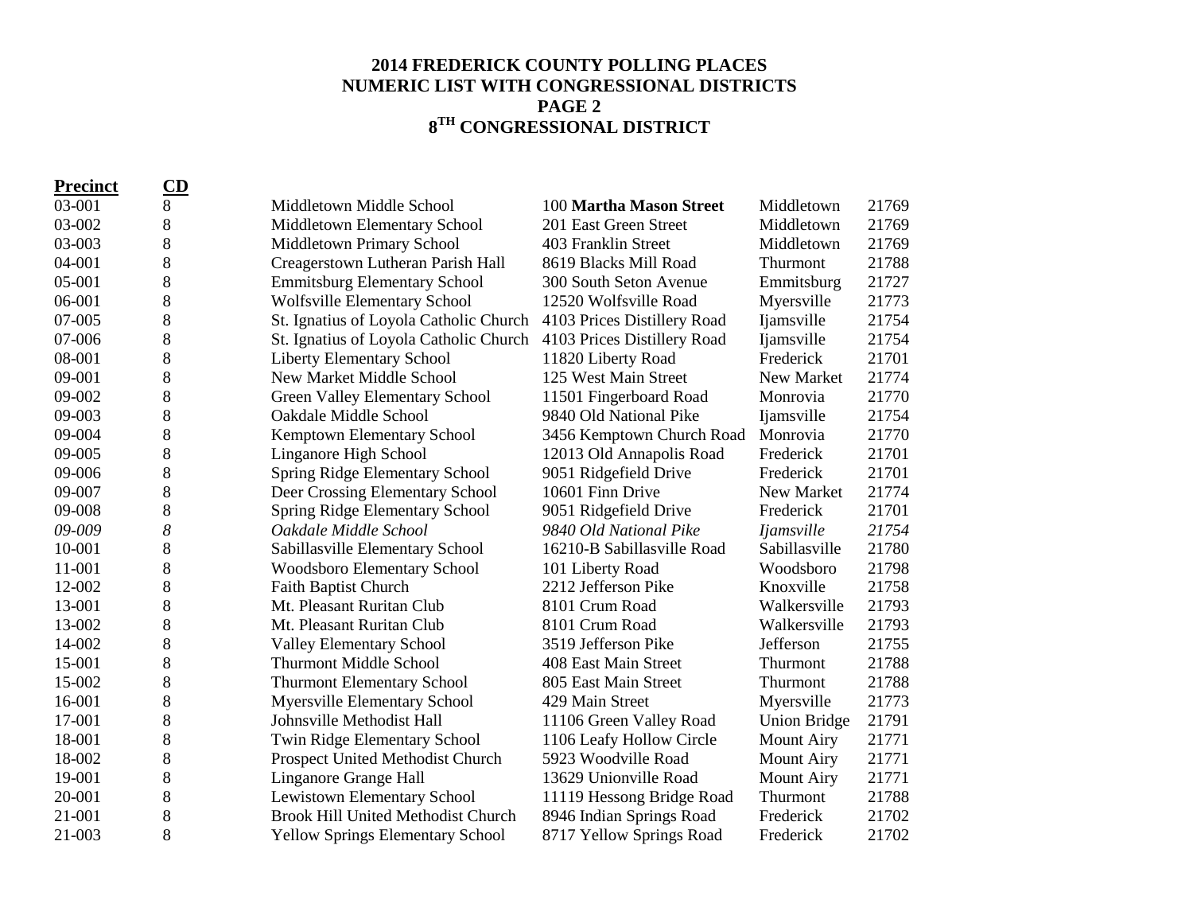**2014 FREDERICK COUNTY POLLING PLACES**
**NUMERIC LIST WITH CONGRESSIONAL DISTRICTS**
**PAGE 2**
**$8^{TH}$ CONGRESSIONAL DISTRICT**

| **Precinct** | **CD** | | | | |
|---|---|---|---|---|---|
| 03-001 | 8 | Middletown Middle School | 100 **Martha Mason Street** | Middletown | 21769 |
| 03-002 | 8 | Middletown Elementary School | 201 East Green Street | Middletown | 21769 |
| 03-003 | 8 | Middletown Primary School | 403 Franklin Street | Middletown | 21769 |
| 04-001 | 8 | Creagerstown Lutheran Parish Hall | 8619 Blacks Mill Road | Thurmont | 21788 |
| 05-001 | 8 | Emmitsburg Elementary School | 300 South Seton Avenue | Emmitsburg | 21727 |
| 06-001 | 8 | Wolfsville Elementary School | 12520 Wolfsville Road | Myersville | 21773 |
| 07-005 | 8 | St. Ignatius of Loyola Catholic Church | 4103 Prices Distillery Road | Ijamsville | 21754 |
| 07-006 | 8 | St. Ignatius of Loyola Catholic Church | 4103 Prices Distillery Road | Ijamsville | 21754 |
| 08-001 | 8 | Liberty Elementary School | 11820 Liberty Road | Frederick | 21701 |
| 09-001 | 8 | New Market Middle School | 125 West Main Street | New Market | 21774 |
| 09-002 | 8 | Green Valley Elementary School | 11501 Fingerboard Road | Monrovia | 21770 |
| 09-003 | 8 | Oakdale Middle School | 9840 Old National Pike | Ijamsville | 21754 |
| 09-004 | 8 | Kemptown Elementary School | 3456 Kemptown Church Road | Monrovia | 21770 |
| 09-005 | 8 | Linganore High School | 12013 Old Annapolis Road | Frederick | 21701 |
| 09-006 | 8 | Spring Ridge Elementary School | 9051 Ridgefield Drive | Frederick | 21701 |
| 09-007 | 8 | Deer Crossing Elementary School | 10601 Finn Drive | New Market | 21774 |
| 09-008 | 8 | Spring Ridge Elementary School | 9051 Ridgefield Drive | Frederick | 21701 |
| *09-009* | *8* | *Oakdale Middle School* | *9840 Old National Pike* | *Ijamsville* | *21754* |
| 10-001 | 8 | Sabillasville Elementary School | 16210-B Sabillasville Road | Sabillasville | 21780 |
| 11-001 | 8 | Woodsboro Elementary School | 101 Liberty Road | Woodsboro | 21798 |
| 12-002 | 8 | Faith Baptist Church | 2212 Jefferson Pike | Knoxville | 21758 |
| 13-001 | 8 | Mt. Pleasant Ruritan Club | 8101 Crum Road | Walkersville | 21793 |
| 13-002 | 8 | Mt. Pleasant Ruritan Club | 8101 Crum Road | Walkersville | 21793 |
| 14-002 | 8 | Valley Elementary School | 3519 Jefferson Pike | Jefferson | 21755 |
| 15-001 | 8 | Thurmont Middle School | 408 East Main Street | Thurmont | 21788 |
| 15-002 | 8 | Thurmont Elementary School | 805 East Main Street | Thurmont | 21788 |
| 16-001 | 8 | Myersville Elementary School | 429 Main Street | Myersville | 21773 |
| 17-001 | 8 | Johnsville Methodist Hall | 11106 Green Valley Road | Union Bridge | 21791 |
| 18-001 | 8 | Twin Ridge Elementary School | 1106 Leafy Hollow Circle | Mount Airy | 21771 |
| 18-002 | 8 | Prospect United Methodist Church | 5923 Woodville Road | Mount Airy | 21771 |
| 19-001 | 8 | Linganore Grange Hall | 13629 Unionville Road | Mount Airy | 21771 |
| 20-001 | 8 | Lewistown Elementary School | 11119 Hessong Bridge Road | Thurmont | 21788 |
| 21-001 | 8 | Brook Hill United Methodist Church | 8946 Indian Springs Road | Frederick | 21702 |
| 21-003 | 8 | Yellow Springs Elementary School | 8717 Yellow Springs Road | Frederick | 21702 |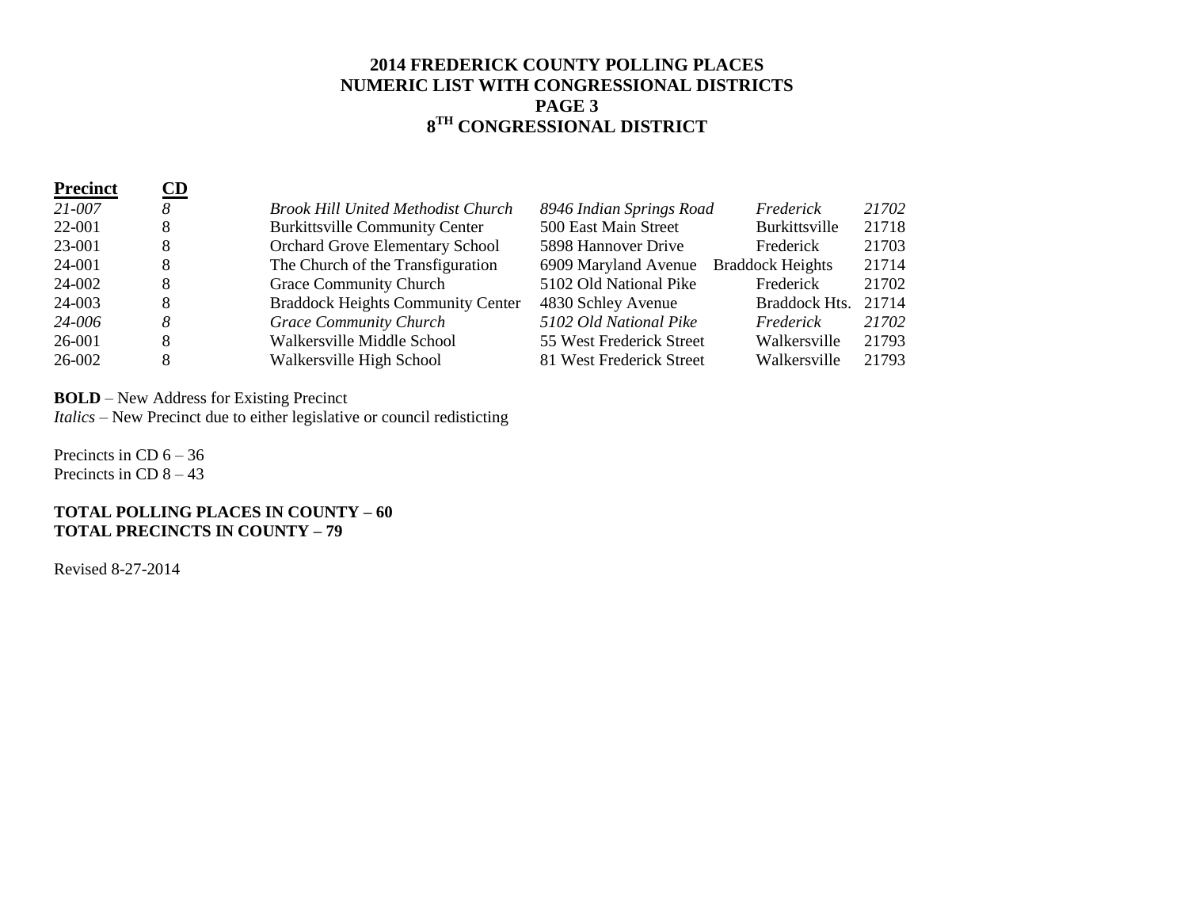# 2014 FREDERICK COUNTY POLLING PLACES
# NUMERIC LIST WITH CONGRESSIONAL DISTRICTS
# PAGE 3
# 8TH CONGRESSIONAL DISTRICT

| Precinct | CD | | | | |
|---|---|---|---|---|---|
| *21-007* | *8* | *Brook Hill United Methodist Church* | *8946 Indian Springs Road* | *Frederick* | *21702* |
| 22-001 | 8 | Burkittsville Community Center | 500 East Main Street | Burkittsville | 21718 |
| 23-001 | 8 | Orchard Grove Elementary School | 5898 Hannover Drive | Frederick | 21703 |
| 24-001 | 8 | The Church of the Transfiguration | 6909 Maryland Avenue | Braddock Heights | 21714 |
| 24-002 | 8 | Grace Community Church | 5102 Old National Pike | Frederick | 21702 |
| 24-003 | 8 | Braddock Heights Community Center | 4830 Schley Avenue | Braddock Hts. | 21714 |
| *24-006* | *8* | *Grace Community Church* | *5102 Old National Pike* | *Frederick* | *21702* |
| 26-001 | 8 | Walkersville Middle School | 55 West Frederick Street | Walkersville | 21793 |
| 26-002 | 8 | Walkersville High School | 81 West Frederick Street | Walkersville | 21793 |

**BOLD** – New Address for Existing Precinct
*Italics* – New Precinct due to either legislative or council redisticting

Precincts in CD 6 – 36
Precincts in CD 8 – 43

**TOTAL POLLING PLACES IN COUNTY – 60**
**TOTAL PRECINCTS IN COUNTY – 79**

Revised 8-27-2014